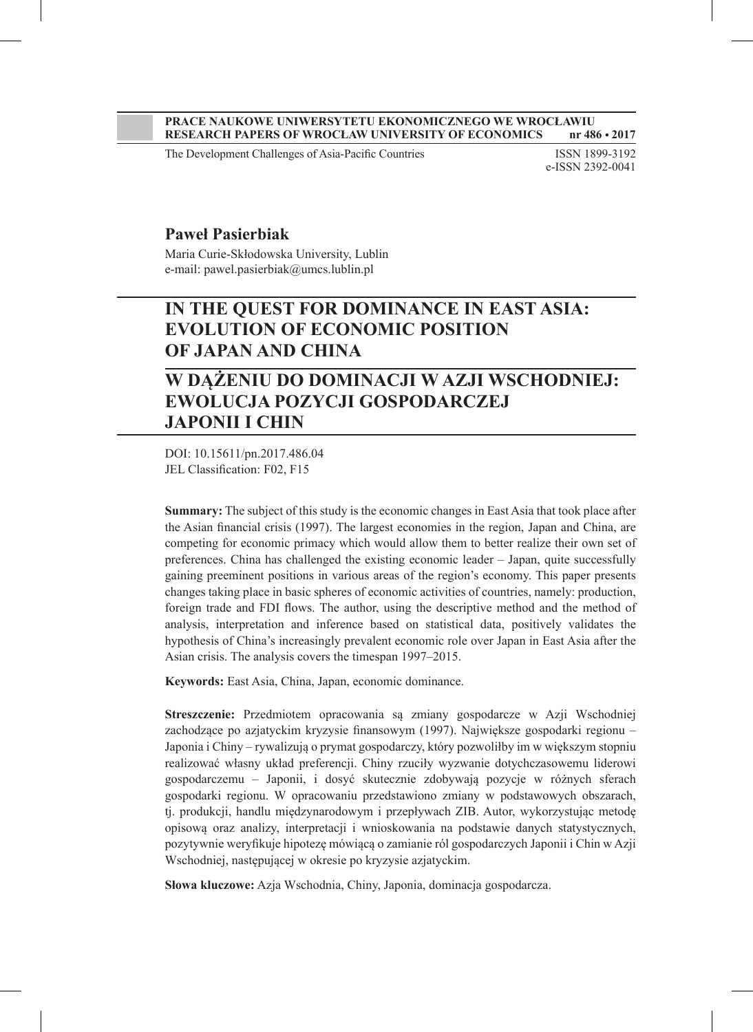**PRACE NAUKOWE UNIWERSYTETU EKONOMICZNEGO WE WROCŁAWIU**
**RESEARCH PAPERS OF WROCŁAW UNIVERSITY OF ECONOMICS nr 486 • 2017**

The Development Challenges of Asia-Pacific Countries

ISSN 1899-3192
e-ISSN 2392-0041

**Paweł Pasierbiak**

Maria Curie-Skłodowska University, Lublin
e-mail: pawel.pasierbiak@umcs.lublin.pl

# IN THE QUEST FOR DOMINANCE IN EAST ASIA: EVOLUTION OF ECONOMIC POSITION OF JAPAN AND CHINA

# W DĄŻENIU DO DOMINACJI W AZJI WSCHODNIEJ: EWOLUCJA POZYCJI GOSPODARCZEJ JAPONII I CHIN

DOI: 10.15611/pn.2017.486.04
JEL Classification: F02, F15

**Summary:** The subject of this study is the economic changes in East Asia that took place after the Asian financial crisis (1997). The largest economies in the region, Japan and China, are competing for economic primacy which would allow them to better realize their own set of preferences. China has challenged the existing economic leader – Japan, quite successfully gaining preeminent positions in various areas of the region's economy. This paper presents changes taking place in basic spheres of economic activities of countries, namely: production, foreign trade and FDI flows. The author, using the descriptive method and the method of analysis, interpretation and inference based on statistical data, positively validates the hypothesis of China's increasingly prevalent economic role over Japan in East Asia after the Asian crisis. The analysis covers the timespan 1997–2015.

**Keywords:** East Asia, China, Japan, economic dominance.

**Streszczenie:** Przedmiotem opracowania są zmiany gospodarcze w Azji Wschodniej zachodzące po azjatyckim kryzysie finansowym (1997). Największe gospodarki regionu – Japonia i Chiny – rywalizują o prymat gospodarczy, który pozwoliłby im w większym stopniu realizować własny układ preferencji. Chiny rzuciły wyzwanie dotychczasowemu liderowi gospodarczemu – Japonii, i dosyć skutecznie zdobywają pozycje w różnych sferach gospodarki regionu. W opracowaniu przedstawiono zmiany w podstawowych obszarach, tj. produkcji, handlu międzynarodowym i przepływach ZIB. Autor, wykorzystując metodę opisową oraz analizy, interpretacji i wnioskowania na podstawie danych statystycznych, pozytywnie weryfikuje hipotezę mówiącą o zamianie ról gospodarczych Japonii i Chin w Azji Wschodniej, następującej w okresie po kryzysie azjatyckim.

**Słowa kluczowe:** Azja Wschodnia, Chiny, Japonia, dominacja gospodarcza.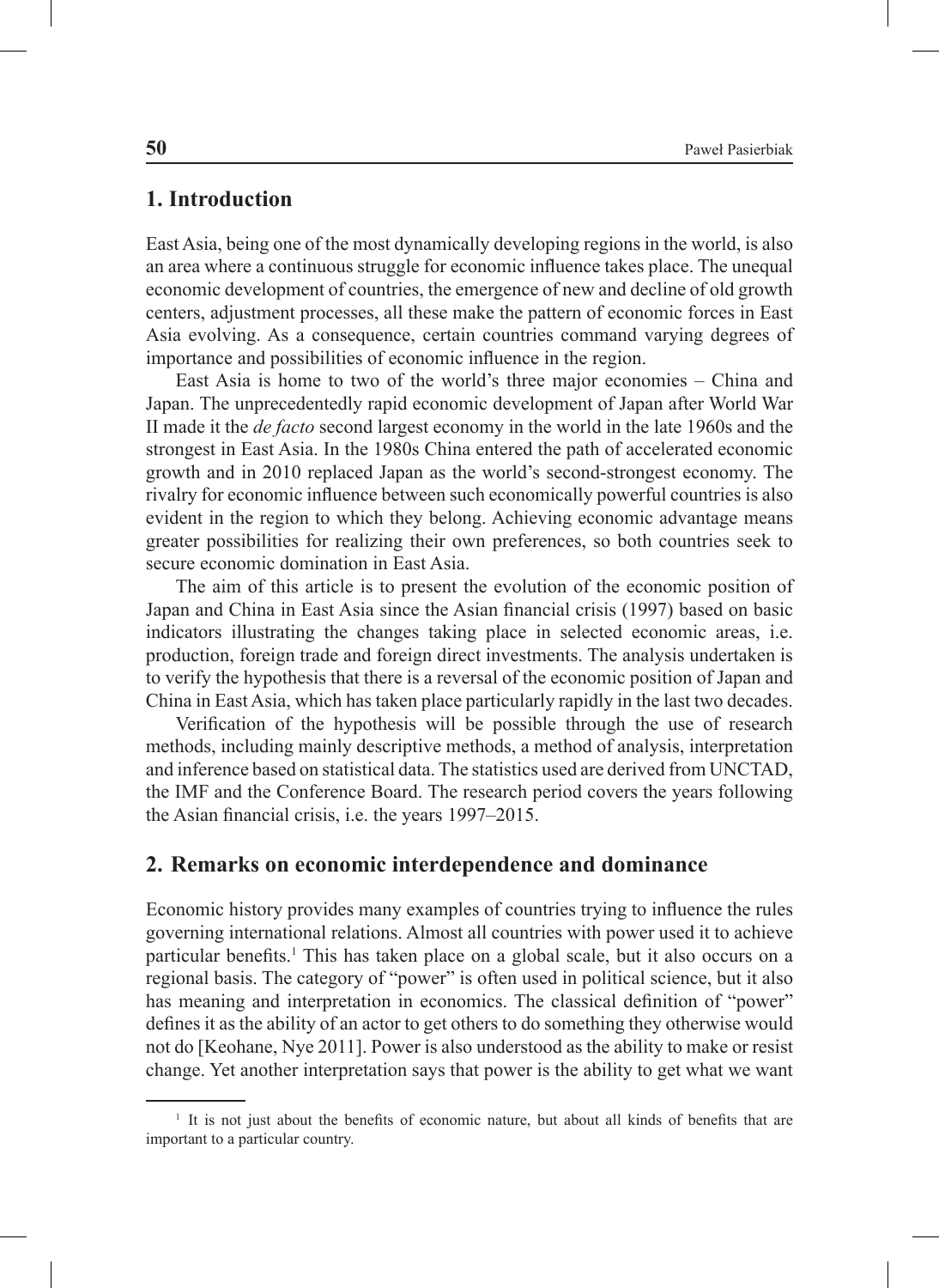## 1. Introduction

East Asia, being one of the most dynamically developing regions in the world, is also an area where a continuous struggle for economic influence takes place. The unequal economic development of countries, the emergence of new and decline of old growth centers, adjustment processes, all these make the pattern of economic forces in East Asia evolving. As a consequence, certain countries command varying degrees of importance and possibilities of economic influence in the region.

East Asia is home to two of the world's three major economies – China and Japan. The unprecedentedly rapid economic development of Japan after World War II made it the *de facto* second largest economy in the world in the late 1960s and the strongest in East Asia. In the 1980s China entered the path of accelerated economic growth and in 2010 replaced Japan as the world's second-strongest economy. The rivalry for economic influence between such economically powerful countries is also evident in the region to which they belong. Achieving economic advantage means greater possibilities for realizing their own preferences, so both countries seek to secure economic domination in East Asia.

The aim of this article is to present the evolution of the economic position of Japan and China in East Asia since the Asian financial crisis (1997) based on basic indicators illustrating the changes taking place in selected economic areas, i.e. production, foreign trade and foreign direct investments. The analysis undertaken is to verify the hypothesis that there is a reversal of the economic position of Japan and China in East Asia, which has taken place particularly rapidly in the last two decades.

Verification of the hypothesis will be possible through the use of research methods, including mainly descriptive methods, a method of analysis, interpretation and inference based on statistical data. The statistics used are derived from UNCTAD, the IMF and the Conference Board. The research period covers the years following the Asian financial crisis, i.e. the years 1997–2015.

## 2. Remarks on economic interdependence and dominance

Economic history provides many examples of countries trying to influence the rules governing international relations. Almost all countries with power used it to achieve particular benefits.[1] This has taken place on a global scale, but it also occurs on a regional basis. The category of "power" is often used in political science, but it also has meaning and interpretation in economics. The classical definition of "power" defines it as the ability of an actor to get others to do something they otherwise would not do [Keohane, Nye 2011]. Power is also understood as the ability to make or resist change. Yet another interpretation says that power is the ability to get what we want

[1] It is not just about the benefits of economic nature, but about all kinds of benefits that are important to a particular country.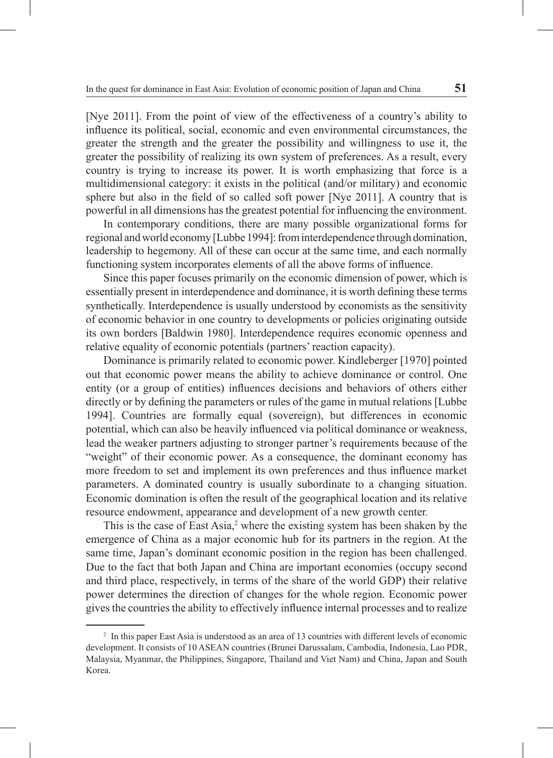[Nye 2011]. From the point of view of the effectiveness of a country's ability to influence its political, social, economic and even environmental circumstances, the greater the strength and the greater the possibility and willingness to use it, the greater the possibility of realizing its own system of preferences. As a result, every country is trying to increase its power. It is worth emphasizing that force is a multidimensional category: it exists in the political (and/or military) and economic sphere but also in the field of so called soft power [Nye 2011]. A country that is powerful in all dimensions has the greatest potential for influencing the environment.

In contemporary conditions, there are many possible organizational forms for regional and world economy [Lubbe 1994]: from interdependence through domination, leadership to hegemony. All of these can occur at the same time, and each normally functioning system incorporates elements of all the above forms of influence.

Since this paper focuses primarily on the economic dimension of power, which is essentially present in interdependence and dominance, it is worth defining these terms synthetically. Interdependence is usually understood by economists as the sensitivity of economic behavior in one country to developments or policies originating outside its own borders [Baldwin 1980]. Interdependence requires economic openness and relative equality of economic potentials (partners' reaction capacity).

Dominance is primarily related to economic power. Kindleberger [1970] pointed out that economic power means the ability to achieve dominance or control. One entity (or a group of entities) influences decisions and behaviors of others either directly or by defining the parameters or rules of the game in mutual relations [Lubbe 1994]. Countries are formally equal (sovereign), but differences in economic potential, which can also be heavily influenced via political dominance or weakness, lead the weaker partners adjusting to stronger partner's requirements because of the "weight" of their economic power. As a consequence, the dominant economy has more freedom to set and implement its own preferences and thus influence market parameters. A dominated country is usually subordinate to a changing situation. Economic domination is often the result of the geographical location and its relative resource endowment, appearance and development of a new growth center.

This is the case of East Asia,[2] where the existing system has been shaken by the emergence of China as a major economic hub for its partners in the region. At the same time, Japan's dominant economic position in the region has been challenged. Due to the fact that both Japan and China are important economies (occupy second and third place, respectively, in terms of the share of the world GDP) their relative power determines the direction of changes for the whole region. Economic power gives the countries the ability to effectively influence internal processes and to realize

---

[2] In this paper East Asia is understood as an area of 13 countries with different levels of economic development. It consists of 10 ASEAN countries (Brunei Darussalam, Cambodia, Indonesia, Lao PDR, Malaysia, Myanmar, the Philippines, Singapore, Thailand and Viet Nam) and China, Japan and South Korea.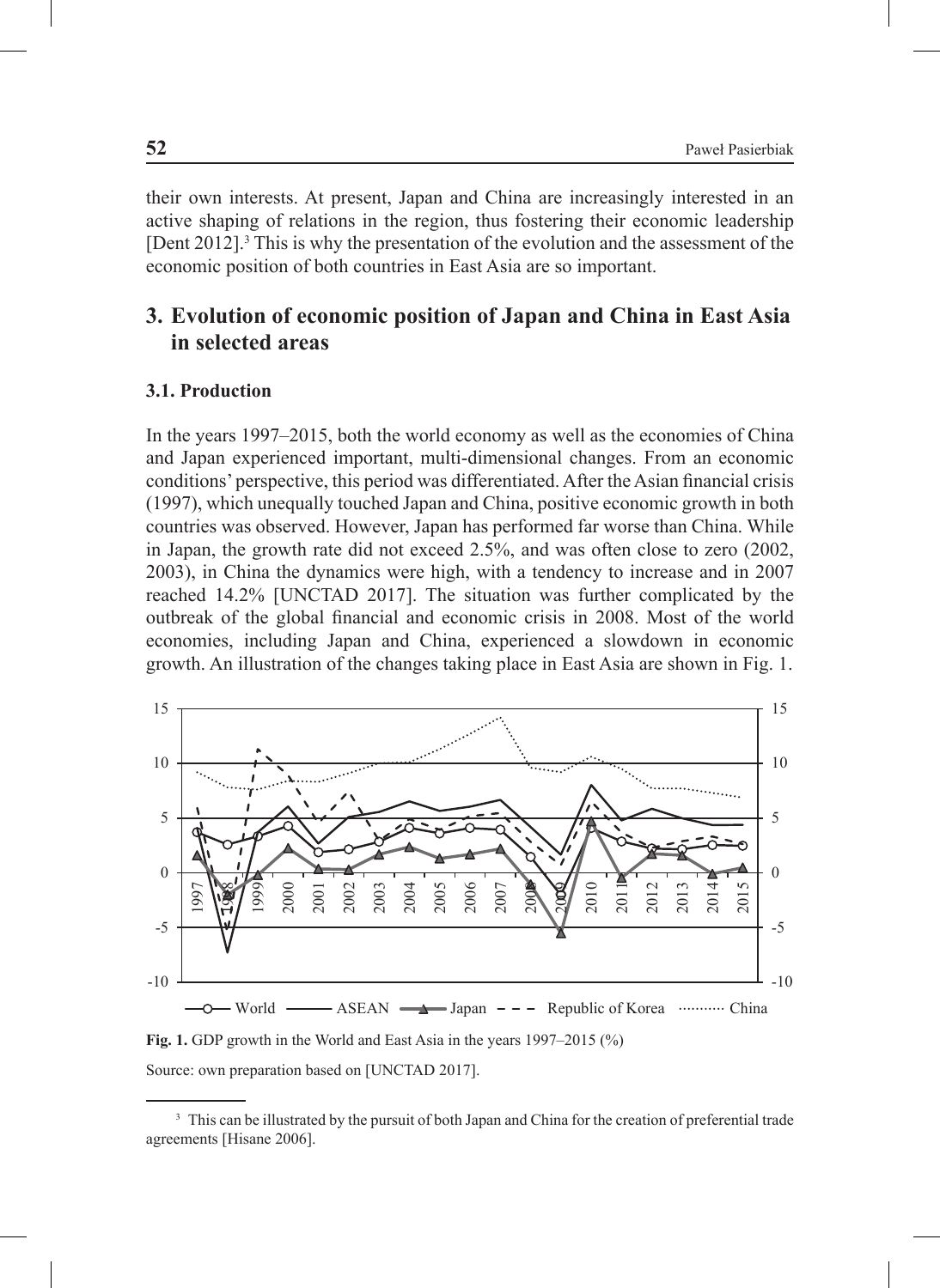their own interests. At present, Japan and China are increasingly interested in an active shaping of relations in the region, thus fostering their economic leadership [Dent 2012].[3] This is why the presentation of the evolution and the assessment of the economic position of both countries in East Asia are so important.

## 3. Evolution of economic position of Japan and China in East Asia in selected areas

### 3.1. Production

In the years 1997–2015, both the world economy as well as the economies of China and Japan experienced important, multi-dimensional changes. From an economic conditions' perspective, this period was differentiated. After the Asian financial crisis (1997), which unequally touched Japan and China, positive economic growth in both countries was observed. However, Japan has performed far worse than China. While in Japan, the growth rate did not exceed 2.5%, and was often close to zero (2002, 2003), in China the dynamics were high, with a tendency to increase and in 2007 reached 14.2% [UNCTAD 2017]. The situation was further complicated by the outbreak of the global financial and economic crisis in 2008. Most of the world economies, including Japan and China, experienced a slowdown in economic growth. An illustration of the changes taking place in East Asia are shown in Fig. 1.

**Fig. 1.** GDP growth in the World and East Asia in the years 1997–2015 (%)

Source: own preparation based on [UNCTAD 2017].

---

[3] This can be illustrated by the pursuit of both Japan and China for the creation of preferential trade agreements [Hisane 2006].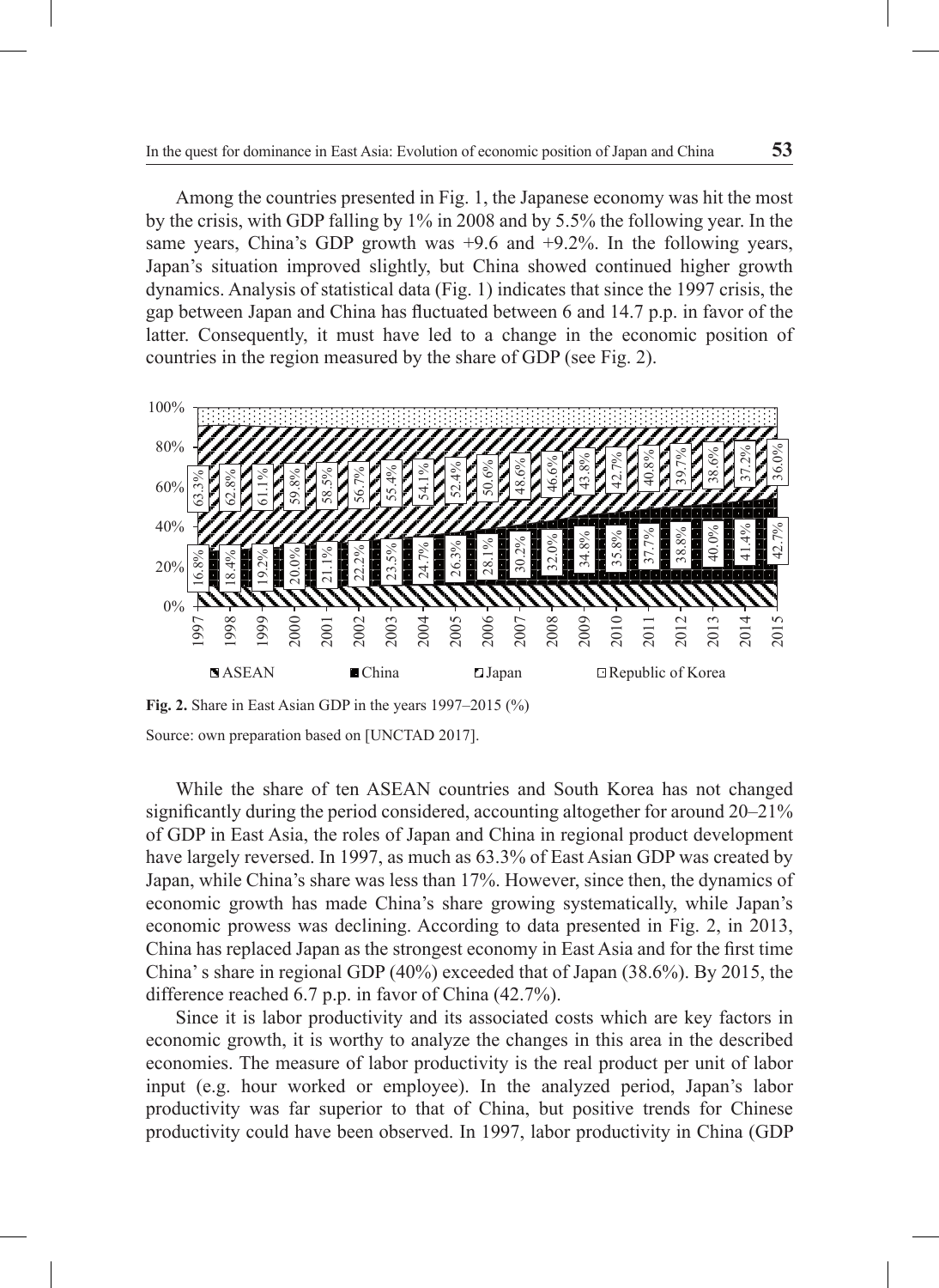Among the countries presented in Fig. 1, the Japanese economy was hit the most by the crisis, with GDP falling by 1% in 2008 and by 5.5% the following year. In the same years, China's GDP growth was +9.6 and +9.2%. In the following years, Japan's situation improved slightly, but China showed continued higher growth dynamics. Analysis of statistical data (Fig. 1) indicates that since the 1997 crisis, the gap between Japan and China has fluctuated between 6 and 14.7 p.p. in favor of the latter. Consequently, it must have led to a change in the economic position of countries in the region measured by the share of GDP (see Fig. 2).

| Year | China | Japan |
|---|---|---|
| 1997 | 16.8% | 63.3% |
| 1998 | 18.4% | 62.8% |
| 1999 | 19.2% | 61.1% |
| 2000 | 20.0% | 59.8% |
| 2001 | 21.1% | 58.5% |
| 2002 | 22.2% | 56.7% |
| 2003 | 23.5% | 55.4% |
| 2004 | 24.7% | 54.1% |
| 2005 | 26.3% | 52.4% |
| 2006 | 28.1% | 50.6% |
| 2007 | 30.2% | 48.6% |
| 2008 | 32.0% | 46.6% |
| 2009 | 34.8% | 43.8% |
| 2010 | 35.8% | 42.7% |
| 2011 | 37.7% | 40.8% |
| 2012 | 38.8% | 39.7% |
| 2013 | 40.0% | 38.6% |
| 2014 | 41.4% | 37.2% |
| 2015 | 42.7% | 36.0% |

Legend: ASEAN, China, Japan, Republic of Korea

**Fig. 2.** Share in East Asian GDP in the years 1997–2015 (%)

Source: own preparation based on [UNCTAD 2017].

While the share of ten ASEAN countries and South Korea has not changed significantly during the period considered, accounting altogether for around 20–21% of GDP in East Asia, the roles of Japan and China in regional product development have largely reversed. In 1997, as much as 63.3% of East Asian GDP was created by Japan, while China's share was less than 17%. However, since then, the dynamics of economic growth has made China's share growing systematically, while Japan's economic prowess was declining. According to data presented in Fig. 2, in 2013, China has replaced Japan as the strongest economy in East Asia and for the first time China' s share in regional GDP (40%) exceeded that of Japan (38.6%). By 2015, the difference reached 6.7 p.p. in favor of China (42.7%).

Since it is labor productivity and its associated costs which are key factors in economic growth, it is worthy to analyze the changes in this area in the described economies. The measure of labor productivity is the real product per unit of labor input (e.g. hour worked or employee). In the analyzed period, Japan's labor productivity was far superior to that of China, but positive trends for Chinese productivity could have been observed. In 1997, labor productivity in China (GDP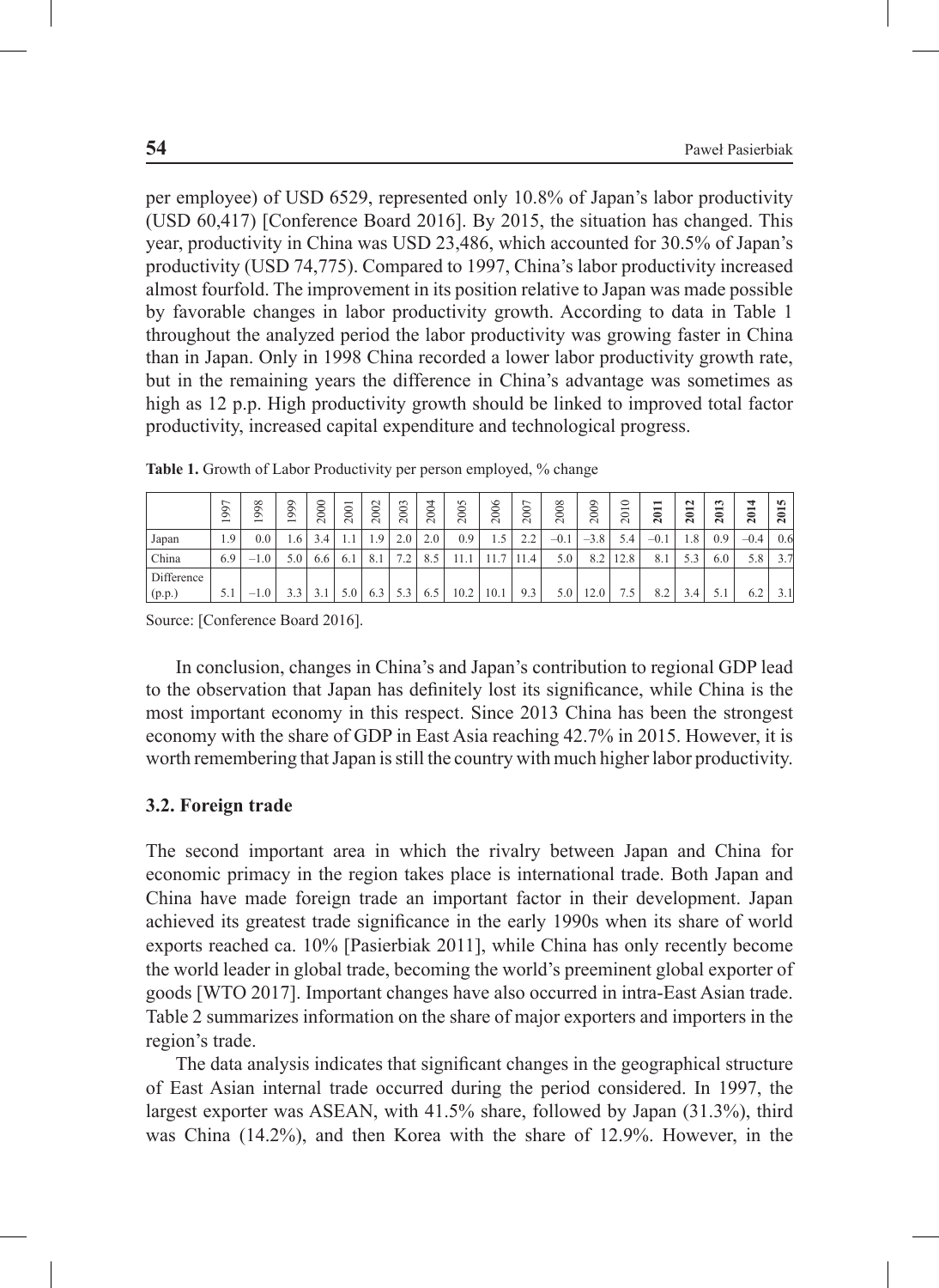per employee) of USD 6529, represented only 10.8% of Japan's labor productivity (USD 60,417) [Conference Board 2016]. By 2015, the situation has changed. This year, productivity in China was USD 23,486, which accounted for 30.5% of Japan's productivity (USD 74,775). Compared to 1997, China's labor productivity increased almost fourfold. The improvement in its position relative to Japan was made possible by favorable changes in labor productivity growth. According to data in Table 1 throughout the analyzed period the labor productivity was growing faster in China than in Japan. Only in 1998 China recorded a lower labor productivity growth rate, but in the remaining years the difference in China's advantage was sometimes as high as 12 p.p. High productivity growth should be linked to improved total factor productivity, increased capital expenditure and technological progress.

**Table 1.** Growth of Labor Productivity per person employed, % change

| | 1997 | 1998 | 1999 | 2000 | 2001 | 2002 | 2003 | 2004 | 2005 | 2006 | 2007 | 2008 | 2009 | 2010 | 2011 | 2012 | 2013 | 2014 | 2015 |
|---|---|---|---|---|---|---|---|---|---|---|---|---|---|---|---|---|---|---|---|
| Japan | 1.9 | 0.0 | 1.6 | 3.4 | 1.1 | 1.9 | 2.0 | 2.0 | 0.9 | 1.5 | 2.2 | –0.1 | –3.8 | 5.4 | –0.1 | 1.8 | 0.9 | –0.4 | 0.6 |
| China | 6.9 | –1.0 | 5.0 | 6.6 | 6.1 | 8.1 | 7.2 | 8.5 | 11.1 | 11.7 | 11.4 | 5.0 | 8.2 | 12.8 | 8.1 | 5.3 | 6.0 | 5.8 | 3.7 |
| Difference (p.p.) | 5.1 | –1.0 | 3.3 | 3.1 | 5.0 | 6.3 | 5.3 | 6.5 | 10.2 | 10.1 | 9.3 | 5.0 | 12.0 | 7.5 | 8.2 | 3.4 | 5.1 | 6.2 | 3.1 |

Source: [Conference Board 2016].

In conclusion, changes in China's and Japan's contribution to regional GDP lead to the observation that Japan has definitely lost its significance, while China is the most important economy in this respect. Since 2013 China has been the strongest economy with the share of GDP in East Asia reaching 42.7% in 2015. However, it is worth remembering that Japan is still the country with much higher labor productivity.

### 3.2. Foreign trade

The second important area in which the rivalry between Japan and China for economic primacy in the region takes place is international trade. Both Japan and China have made foreign trade an important factor in their development. Japan achieved its greatest trade significance in the early 1990s when its share of world exports reached ca. 10% [Pasierbiak 2011], while China has only recently become the world leader in global trade, becoming the world's preeminent global exporter of goods [WTO 2017]. Important changes have also occurred in intra-East Asian trade. Table 2 summarizes information on the share of major exporters and importers in the region's trade.

The data analysis indicates that significant changes in the geographical structure of East Asian internal trade occurred during the period considered. In 1997, the largest exporter was ASEAN, with 41.5% share, followed by Japan (31.3%), third was China (14.2%), and then Korea with the share of 12.9%. However, in the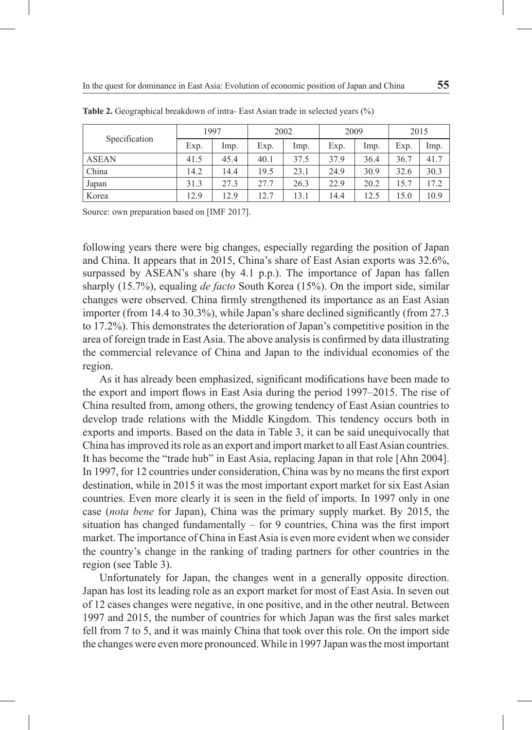**Table 2.** Geographical breakdown of intra- East Asian trade in selected years (%)

| Specification | 1997 | | 2002 | | 2009 | | 2015 | |
|---|---|---|---|---|---|---|---|---|
| | Exp. | Imp. | Exp. | Imp. | Exp. | Imp. | Exp. | Imp. |
| ASEAN | 41.5 | 45.4 | 40.1 | 37.5 | 37.9 | 36.4 | 36.7 | 41.7 |
| China | 14.2 | 14.4 | 19.5 | 23.1 | 24.9 | 30.9 | 32.6 | 30.3 |
| Japan | 31.3 | 27.3 | 27.7 | 26.3 | 22.9 | 20.2 | 15.7 | 17.2 |
| Korea | 12.9 | 12.9 | 12.7 | 13.1 | 14.4 | 12.5 | 15.0 | 10.9 |

Source: own preparation based on [IMF 2017].

following years there were big changes, especially regarding the position of Japan and China. It appears that in 2015, China's share of East Asian exports was 32.6%, surpassed by ASEAN's share (by 4.1 p.p.). The importance of Japan has fallen sharply (15.7%), equaling *de facto* South Korea (15%). On the import side, similar changes were observed. China firmly strengthened its importance as an East Asian importer (from 14.4 to 30.3%), while Japan's share declined significantly (from 27.3 to 17.2%). This demonstrates the deterioration of Japan's competitive position in the area of foreign trade in East Asia. The above analysis is confirmed by data illustrating the commercial relevance of China and Japan to the individual economies of the region.

As it has already been emphasized, significant modifications have been made to the export and import flows in East Asia during the period 1997–2015. The rise of China resulted from, among others, the growing tendency of East Asian countries to develop trade relations with the Middle Kingdom. This tendency occurs both in exports and imports. Based on the data in Table 3, it can be said unequivocally that China has improved its role as an export and import market to all East Asian countries. It has become the "trade hub" in East Asia, replacing Japan in that role [Ahn 2004]. In 1997, for 12 countries under consideration, China was by no means the first export destination, while in 2015 it was the most important export market for six East Asian countries. Even more clearly it is seen in the field of imports. In 1997 only in one case (*nota bene* for Japan), China was the primary supply market. By 2015, the situation has changed fundamentally – for 9 countries, China was the first import market. The importance of China in East Asia is even more evident when we consider the country's change in the ranking of trading partners for other countries in the region (see Table 3).

Unfortunately for Japan, the changes went in a generally opposite direction. Japan has lost its leading role as an export market for most of East Asia. In seven out of 12 cases changes were negative, in one positive, and in the other neutral. Between 1997 and 2015, the number of countries for which Japan was the first sales market fell from 7 to 5, and it was mainly China that took over this role. On the import side the changes were even more pronounced. While in 1997 Japan was the most important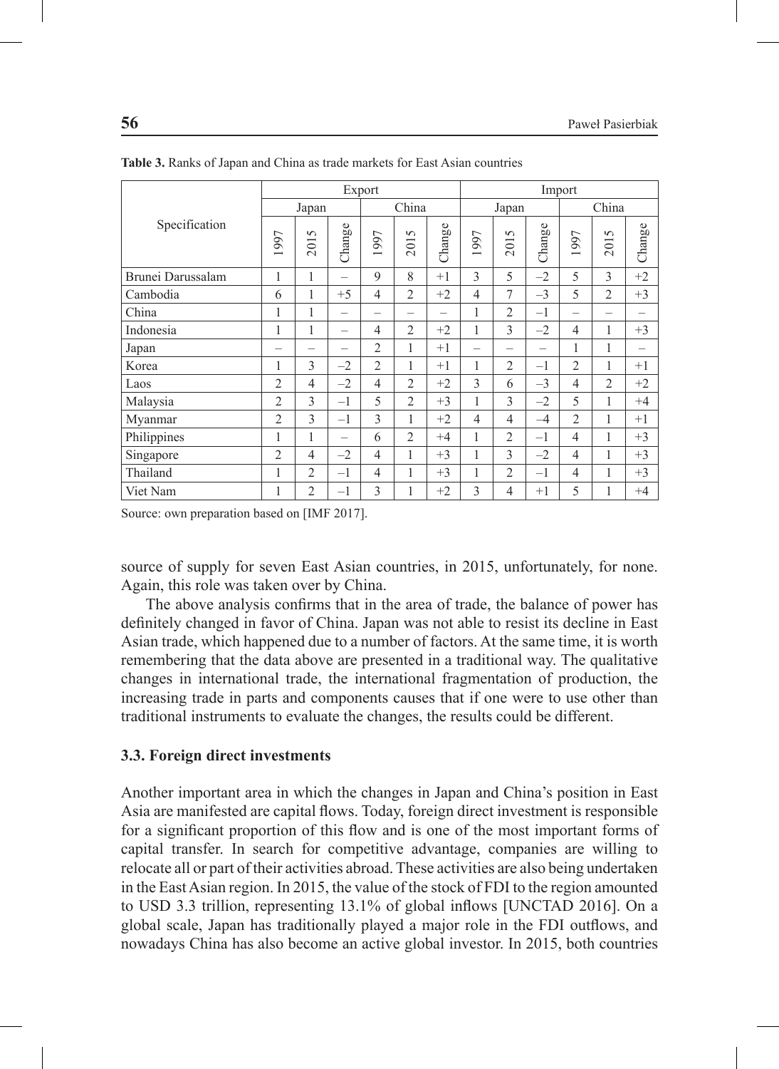**Table 3.** Ranks of Japan and China as trade markets for East Asian countries

| Specification | Export | | | | | | Import | | | | | |
|---|---|---|---|---|---|---|---|---|---|---|---|---|
| | Japan | | | China | | | Japan | | | China | | |
| | 1997 | 2015 | Change | 1997 | 2015 | Change | 1997 | 2015 | Change | 1997 | 2015 | Change |
| Brunei Darussalam | 1 | 1 | – | 9 | 8 | +1 | 3 | 5 | –2 | 5 | 3 | +2 |
| Cambodia | 6 | 1 | +5 | 4 | 2 | +2 | 4 | 7 | –3 | 5 | 2 | +3 |
| China | 1 | 1 | – | – | – | – | 1 | 2 | –1 | – | – | – |
| Indonesia | 1 | 1 | – | 4 | 2 | +2 | 1 | 3 | –2 | 4 | 1 | +3 |
| Japan | – | – | – | 2 | 1 | +1 | – | – | – | 1 | 1 | – |
| Korea | 1 | 3 | –2 | 2 | 1 | +1 | 1 | 2 | –1 | 2 | 1 | +1 |
| Laos | 2 | 4 | –2 | 4 | 2 | +2 | 3 | 6 | –3 | 4 | 2 | +2 |
| Malaysia | 2 | 3 | –1 | 5 | 2 | +3 | 1 | 3 | –2 | 5 | 1 | +4 |
| Myanmar | 2 | 3 | –1 | 3 | 1 | +2 | 4 | 4 | –4 | 2 | 1 | +1 |
| Philippines | 1 | 1 | – | 6 | 2 | +4 | 1 | 2 | –1 | 4 | 1 | +3 |
| Singapore | 2 | 4 | –2 | 4 | 1 | +3 | 1 | 3 | –2 | 4 | 1 | +3 |
| Thailand | 1 | 2 | –1 | 4 | 1 | +3 | 1 | 2 | –1 | 4 | 1 | +3 |
| Viet Nam | 1 | 2 | –1 | 3 | 1 | +2 | 3 | 4 | +1 | 5 | 1 | +4 |

Source: own preparation based on [IMF 2017].

source of supply for seven East Asian countries, in 2015, unfortunately, for none. Again, this role was taken over by China.

The above analysis confirms that in the area of trade, the balance of power has definitely changed in favor of China. Japan was not able to resist its decline in East Asian trade, which happened due to a number of factors. At the same time, it is worth remembering that the data above are presented in a traditional way. The qualitative changes in international trade, the international fragmentation of production, the increasing trade in parts and components causes that if one were to use other than traditional instruments to evaluate the changes, the results could be different.

### 3.3. Foreign direct investments

Another important area in which the changes in Japan and China's position in East Asia are manifested are capital flows. Today, foreign direct investment is responsible for a significant proportion of this flow and is one of the most important forms of capital transfer. In search for competitive advantage, companies are willing to relocate all or part of their activities abroad. These activities are also being undertaken in the East Asian region. In 2015, the value of the stock of FDI to the region amounted to USD 3.3 trillion, representing 13.1% of global inflows [UNCTAD 2016]. On a global scale, Japan has traditionally played a major role in the FDI outflows, and nowadays China has also become an active global investor. In 2015, both countries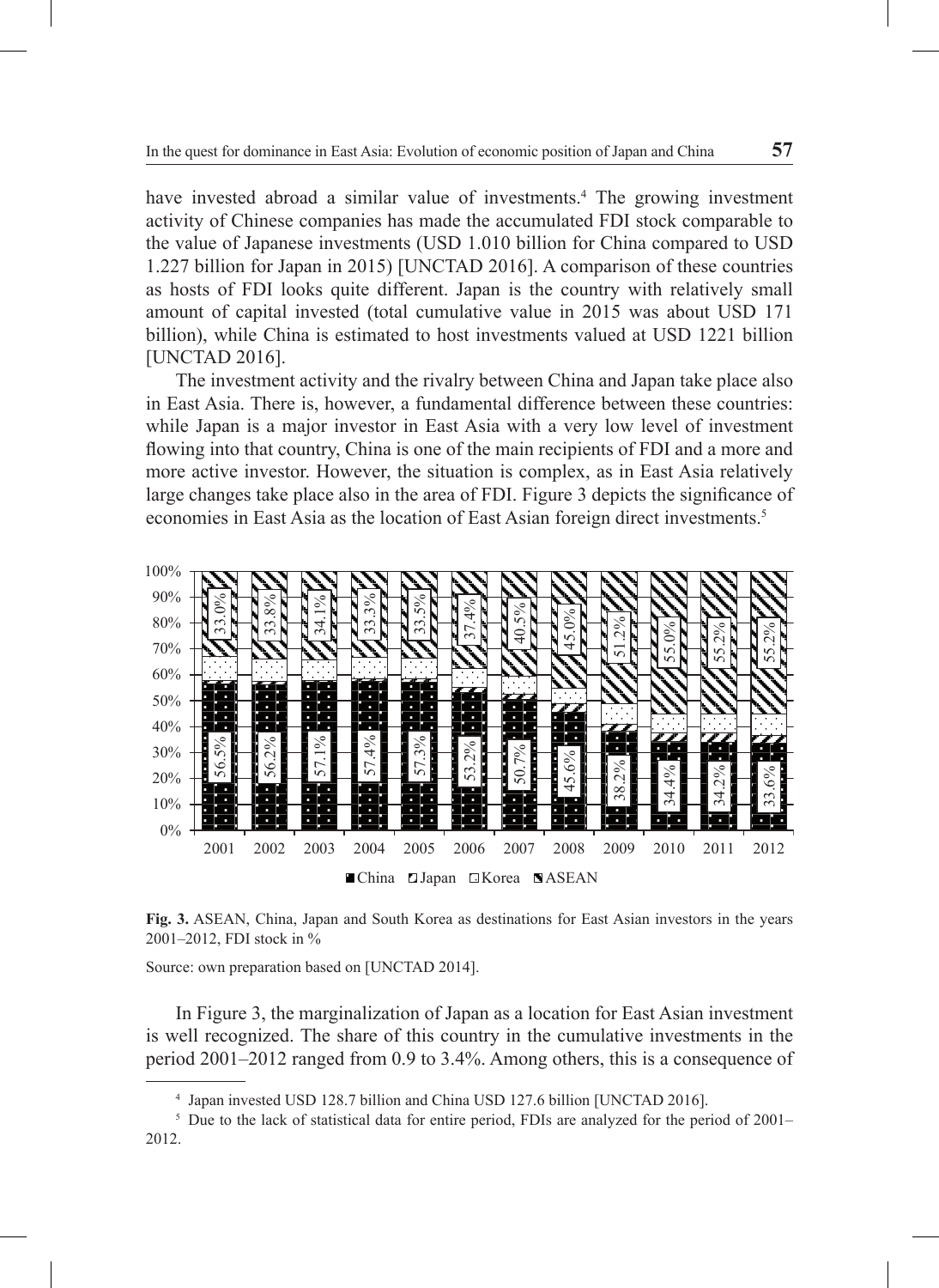have invested abroad a similar value of investments.[4] The growing investment activity of Chinese companies has made the accumulated FDI stock comparable to the value of Japanese investments (USD 1.010 billion for China compared to USD 1.227 billion for Japan in 2015) [UNCTAD 2016]. A comparison of these countries as hosts of FDI looks quite different. Japan is the country with relatively small amount of capital invested (total cumulative value in 2015 was about USD 171 billion), while China is estimated to host investments valued at USD 1221 billion [UNCTAD 2016].

The investment activity and the rivalry between China and Japan take place also in East Asia. There is, however, a fundamental difference between these countries: while Japan is a major investor in East Asia with a very low level of investment flowing into that country, China is one of the main recipients of FDI and a more and more active investor. However, the situation is complex, as in East Asia relatively large changes take place also in the area of FDI. Figure 3 depicts the significance of economies in East Asia as the location of East Asian foreign direct investments.[5]

| | 2001 | 2002 | 2003 | 2004 | 2005 | 2006 | 2007 | 2008 | 2009 | 2010 | 2011 | 2012 |
|---|---|---|---|---|---|---|---|---|---|---|---|---|
| ASEAN | 33.0% | 33.8% | 34.1% | 33.3% | 33.5% | 37.4% | 40.5% | 45.0% | 51.2% | 55.0% | 55.2% | 55.2% |
| China | 56.5% | 56.2% | 57.1% | 57.4% | 57.3% | 53.2% | 50.7% | 45.6% | 38.2% | 34.4% | 34.2% | 33.6% |

■China ◪Japan □Korea ◩ASEAN

**Fig. 3.** ASEAN, China, Japan and South Korea as destinations for East Asian investors in the years 2001–2012, FDI stock in %

Source: own preparation based on [UNCTAD 2014].

In Figure 3, the marginalization of Japan as a location for East Asian investment is well recognized. The share of this country in the cumulative investments in the period 2001–2012 ranged from 0.9 to 3.4%. Among others, this is a consequence of

---

[4] Japan invested USD 128.7 billion and China USD 127.6 billion [UNCTAD 2016].

[5] Due to the lack of statistical data for entire period, FDIs are analyzed for the period of 2001–2012.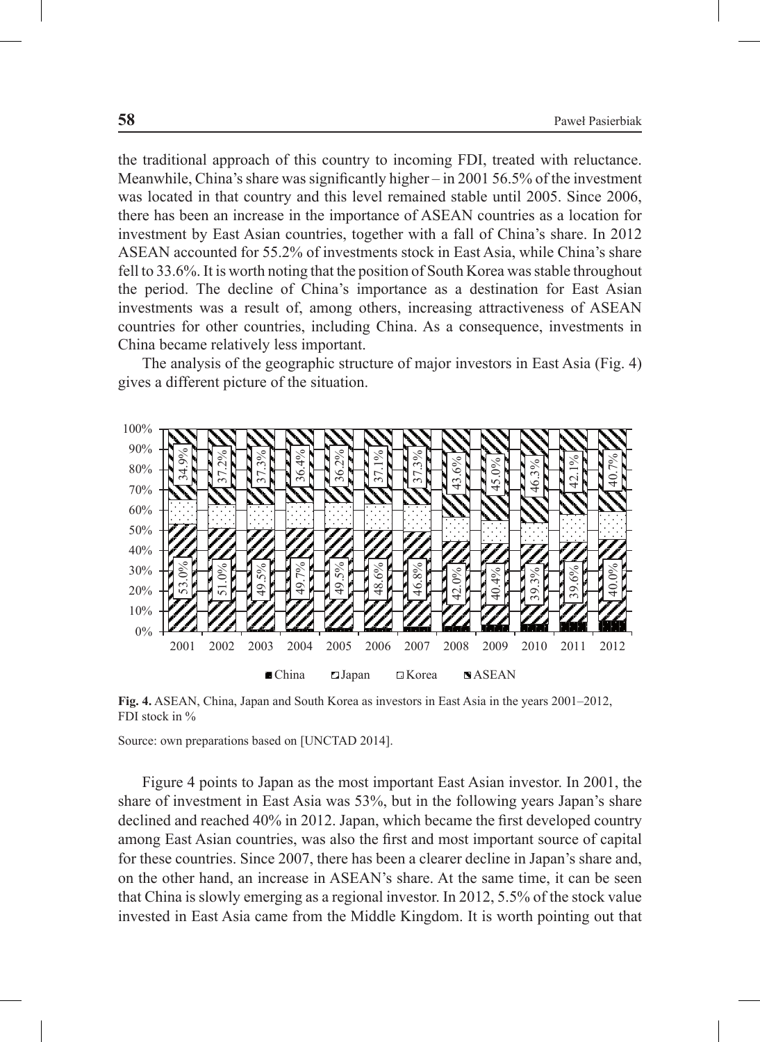the traditional approach of this country to incoming FDI, treated with reluctance. Meanwhile, China's share was significantly higher – in 2001 56.5% of the investment was located in that country and this level remained stable until 2005. Since 2006, there has been an increase in the importance of ASEAN countries as a location for investment by East Asian countries, together with a fall of China's share. In 2012 ASEAN accounted for 55.2% of investments stock in East Asia, while China's share fell to 33.6%. It is worth noting that the position of South Korea was stable throughout the period. The decline of China's importance as a destination for East Asian investments was a result of, among others, increasing attractiveness of ASEAN countries for other countries, including China. As a consequence, investments in China became relatively less important.

The analysis of the geographic structure of major investors in East Asia (Fig. 4) gives a different picture of the situation.

**Fig. 4.** ASEAN, China, Japan and South Korea as investors in East Asia in the years 2001–2012, FDI stock in %

Source: own preparations based on [UNCTAD 2014].

Figure 4 points to Japan as the most important East Asian investor. In 2001, the share of investment in East Asia was 53%, but in the following years Japan's share declined and reached 40% in 2012. Japan, which became the first developed country among East Asian countries, was also the first and most important source of capital for these countries. Since 2007, there has been a clearer decline in Japan's share and, on the other hand, an increase in ASEAN's share. At the same time, it can be seen that China is slowly emerging as a regional investor. In 2012, 5.5% of the stock value invested in East Asia came from the Middle Kingdom. It is worth pointing out that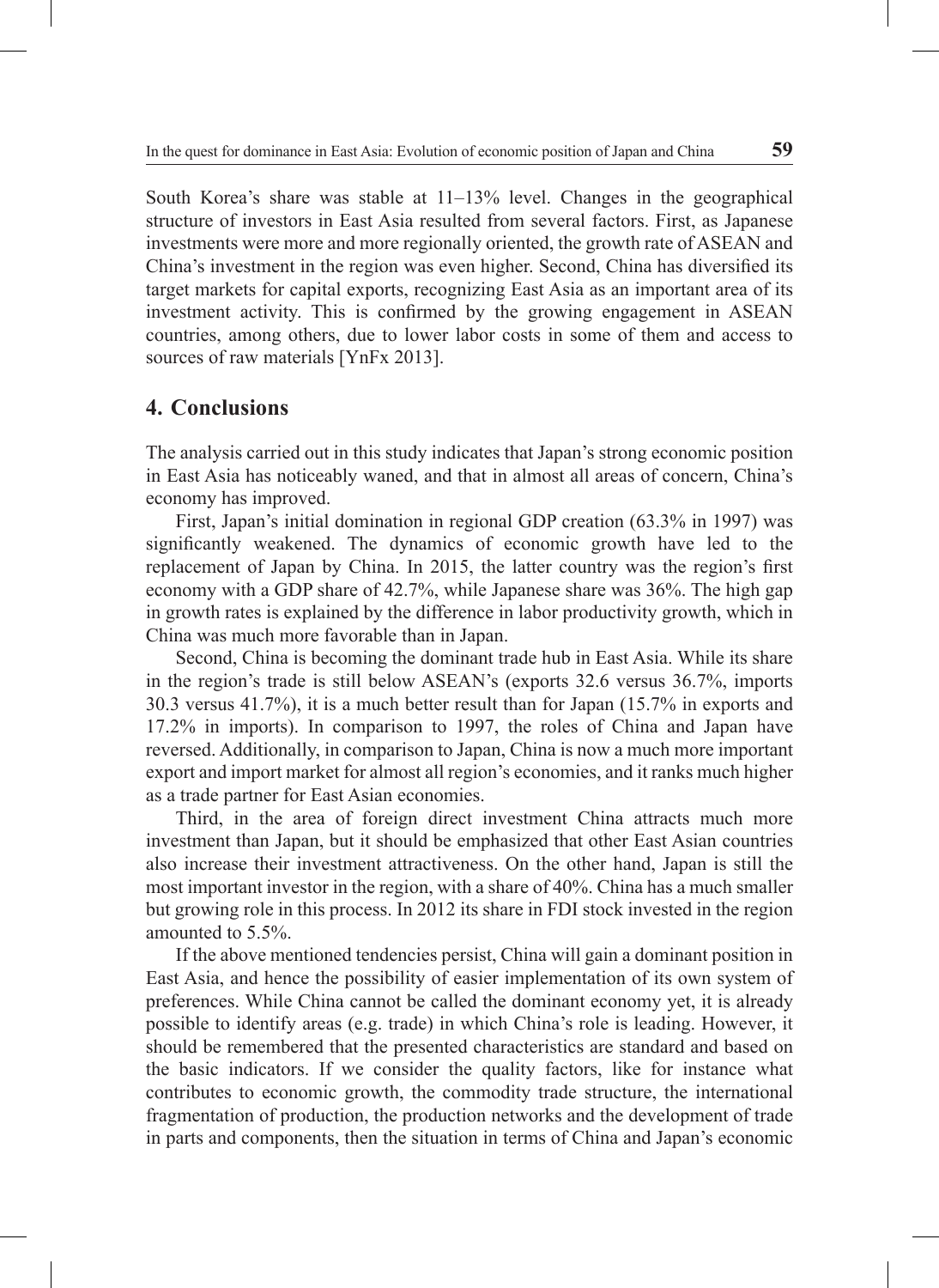South Korea's share was stable at 11–13% level. Changes in the geographical structure of investors in East Asia resulted from several factors. First, as Japanese investments were more and more regionally oriented, the growth rate of ASEAN and China's investment in the region was even higher. Second, China has diversified its target markets for capital exports, recognizing East Asia as an important area of its investment activity. This is confirmed by the growing engagement in ASEAN countries, among others, due to lower labor costs in some of them and access to sources of raw materials [YnFx 2013].

## 4. Conclusions

The analysis carried out in this study indicates that Japan's strong economic position in East Asia has noticeably waned, and that in almost all areas of concern, China's economy has improved.

First, Japan's initial domination in regional GDP creation (63.3% in 1997) was significantly weakened. The dynamics of economic growth have led to the replacement of Japan by China. In 2015, the latter country was the region's first economy with a GDP share of 42.7%, while Japanese share was 36%. The high gap in growth rates is explained by the difference in labor productivity growth, which in China was much more favorable than in Japan.

Second, China is becoming the dominant trade hub in East Asia. While its share in the region's trade is still below ASEAN's (exports 32.6 versus 36.7%, imports 30.3 versus 41.7%), it is a much better result than for Japan (15.7% in exports and 17.2% in imports). In comparison to 1997, the roles of China and Japan have reversed. Additionally, in comparison to Japan, China is now a much more important export and import market for almost all region's economies, and it ranks much higher as a trade partner for East Asian economies.

Third, in the area of foreign direct investment China attracts much more investment than Japan, but it should be emphasized that other East Asian countries also increase their investment attractiveness. On the other hand, Japan is still the most important investor in the region, with a share of 40%. China has a much smaller but growing role in this process. In 2012 its share in FDI stock invested in the region amounted to 5.5%.

If the above mentioned tendencies persist, China will gain a dominant position in East Asia, and hence the possibility of easier implementation of its own system of preferences. While China cannot be called the dominant economy yet, it is already possible to identify areas (e.g. trade) in which China's role is leading. However, it should be remembered that the presented characteristics are standard and based on the basic indicators. If we consider the quality factors, like for instance what contributes to economic growth, the commodity trade structure, the international fragmentation of production, the production networks and the development of trade in parts and components, then the situation in terms of China and Japan's economic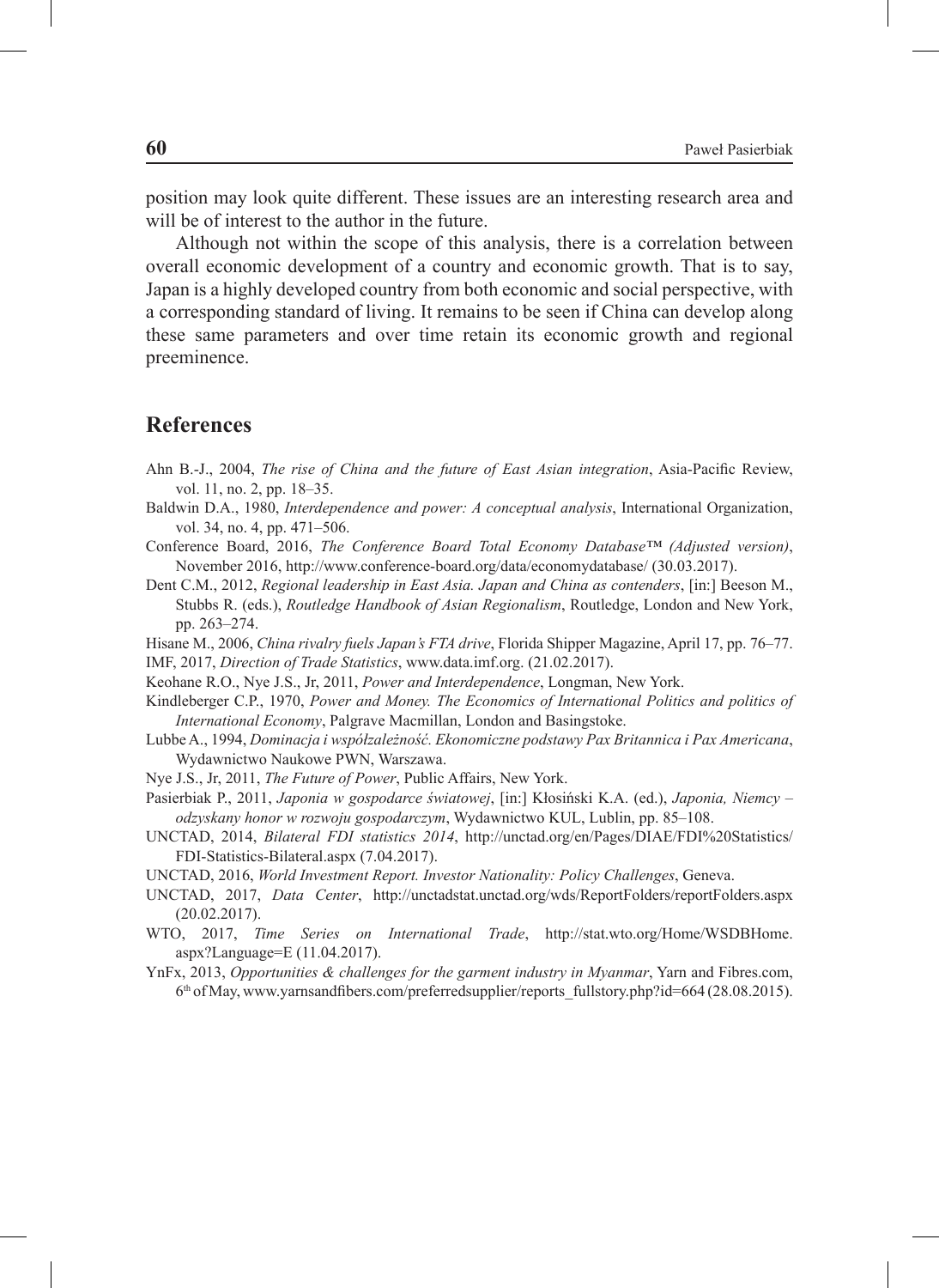position may look quite different. These issues are an interesting research area and will be of interest to the author in the future.

Although not within the scope of this analysis, there is a correlation between overall economic development of a country and economic growth. That is to say, Japan is a highly developed country from both economic and social perspective, with a corresponding standard of living. It remains to be seen if China can develop along these same parameters and over time retain its economic growth and regional preeminence.

## References

Ahn B.-J., 2004, *The rise of China and the future of East Asian integration*, Asia-Pacific Review, vol. 11, no. 2, pp. 18–35.

Baldwin D.A., 1980, *Interdependence and power: A conceptual analysis*, International Organization, vol. 34, no. 4, pp. 471–506.

Conference Board, 2016, *The Conference Board Total Economy Database™ (Adjusted version)*, November 2016, http://www.conference-board.org/data/economydatabase/ (30.03.2017).

Dent C.M., 2012, *Regional leadership in East Asia. Japan and China as contenders*, [in:] Beeson M., Stubbs R. (eds.), *Routledge Handbook of Asian Regionalism*, Routledge, London and New York, pp. 263–274.

Hisane M., 2006, *China rivalry fuels Japan's FTA drive*, Florida Shipper Magazine, April 17, pp. 76–77.

IMF, 2017, *Direction of Trade Statistics*, www.data.imf.org. (21.02.2017).

Keohane R.O., Nye J.S., Jr, 2011, *Power and Interdependence*, Longman, New York.

Kindleberger C.P., 1970, *Power and Money. The Economics of International Politics and politics of International Economy*, Palgrave Macmillan, London and Basingstoke.

Lubbe A., 1994, *Dominacja i współzależność. Ekonomiczne podstawy Pax Britannica i Pax Americana*, Wydawnictwo Naukowe PWN, Warszawa.

Nye J.S., Jr, 2011, *The Future of Power*, Public Affairs, New York.

Pasierbiak P., 2011, *Japonia w gospodarce światowej*, [in:] Kłosiński K.A. (ed.), *Japonia, Niemcy – odzyskany honor w rozwoju gospodarczym*, Wydawnictwo KUL, Lublin, pp. 85–108.

UNCTAD, 2014, *Bilateral FDI statistics 2014*, http://unctad.org/en/Pages/DIAE/FDI%20Statistics/FDI-Statistics-Bilateral.aspx (7.04.2017).

UNCTAD, 2016, *World Investment Report. Investor Nationality: Policy Challenges*, Geneva.

UNCTAD, 2017, *Data Center*, http://unctadstat.unctad.org/wds/ReportFolders/reportFolders.aspx (20.02.2017).

WTO, 2017, *Time Series on International Trade*, http://stat.wto.org/Home/WSDBHome.aspx?Language=E (11.04.2017).

YnFx, 2013, *Opportunities & challenges for the garment industry in Myanmar*, Yarn and Fibres.com, 6th of May, www.yarnsandfibers.com/preferredsupplier/reports_fullstory.php?id=664 (28.08.2015).